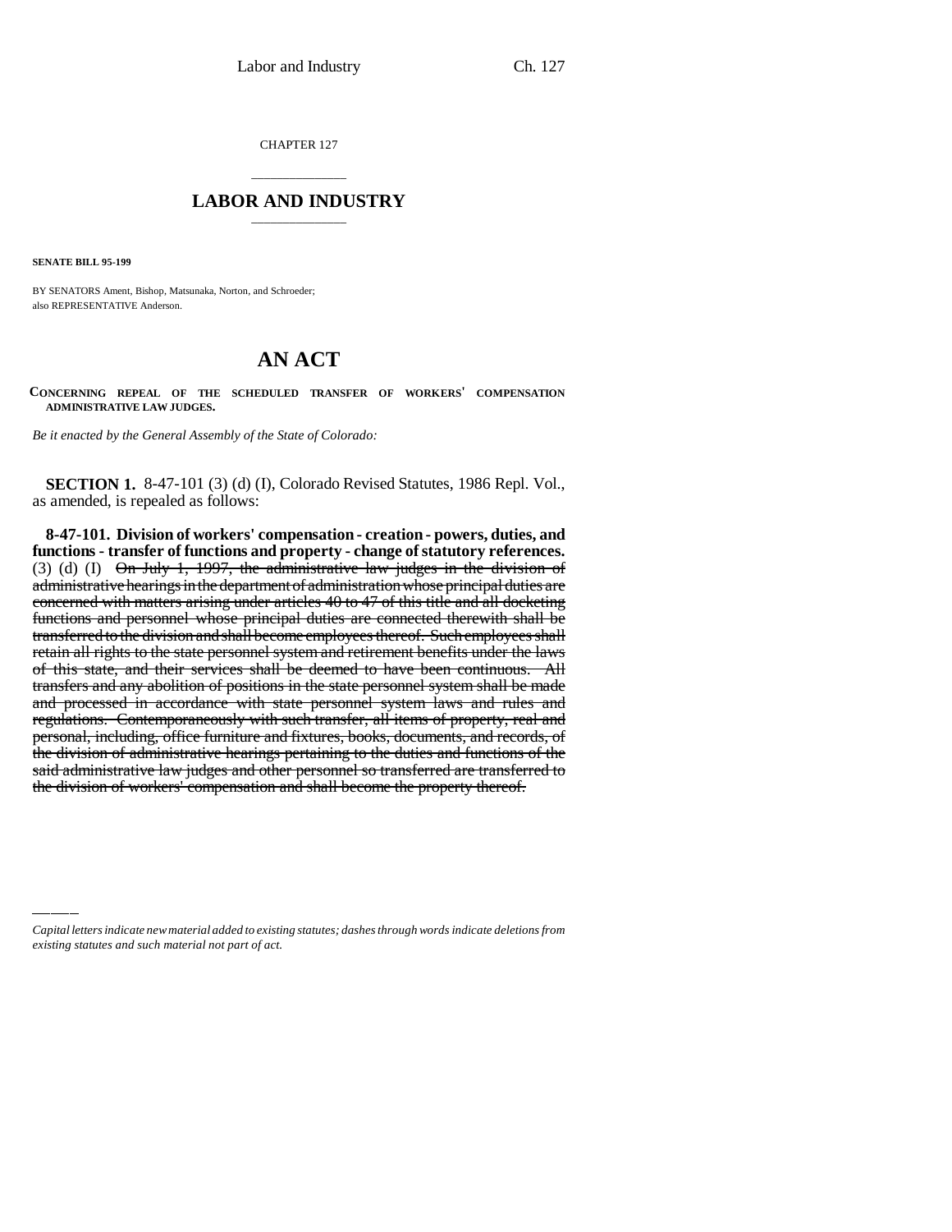CHAPTER 127

## LABOR AND INDUSTRY

**SENATE BILL 95-199**

BY SENATORS Ament, Bishop, Matsunaka, Norton, and Schroeder;
also REPRESENTATIVE Anderson.

# AN ACT

**CONCERNING REPEAL OF THE SCHEDULED TRANSFER OF WORKERS' COMPENSATION ADMINISTRATIVE LAW JUDGES.**

*Be it enacted by the General Assembly of the State of Colorado:*

**SECTION 1.** 8-47-101 (3) (d) (I), Colorado Revised Statutes, 1986 Repl. Vol., as amended, is repealed as follows:

**8-47-101. Division of workers' compensation - creation - powers, duties, and functions - transfer of functions and property - change of statutory references.** (3) (d) (I) ~~On July 1, 1997, the administrative law judges in the division of administrative hearings in the department of administration whose principal duties are concerned with matters arising under articles 40 to 47 of this title and all docketing functions and personnel whose principal duties are connected therewith shall be transferred to the division and shall become employees thereof. Such employees shall retain all rights to the state personnel system and retirement benefits under the laws of this state, and their services shall be deemed to have been continuous. All transfers and any abolition of positions in the state personnel system shall be made and processed in accordance with state personnel system laws and rules and regulations. Contemporaneously with such transfer, all items of property, real and personal, including, office furniture and fixtures, books, documents, and records, of the division of administrative hearings pertaining to the duties and functions of the said administrative law judges and other personnel so transferred are transferred to the division of workers' compensation and shall become the property thereof.~~

*Capital letters indicate new material added to existing statutes; dashes through words indicate deletions from existing statutes and such material not part of act.*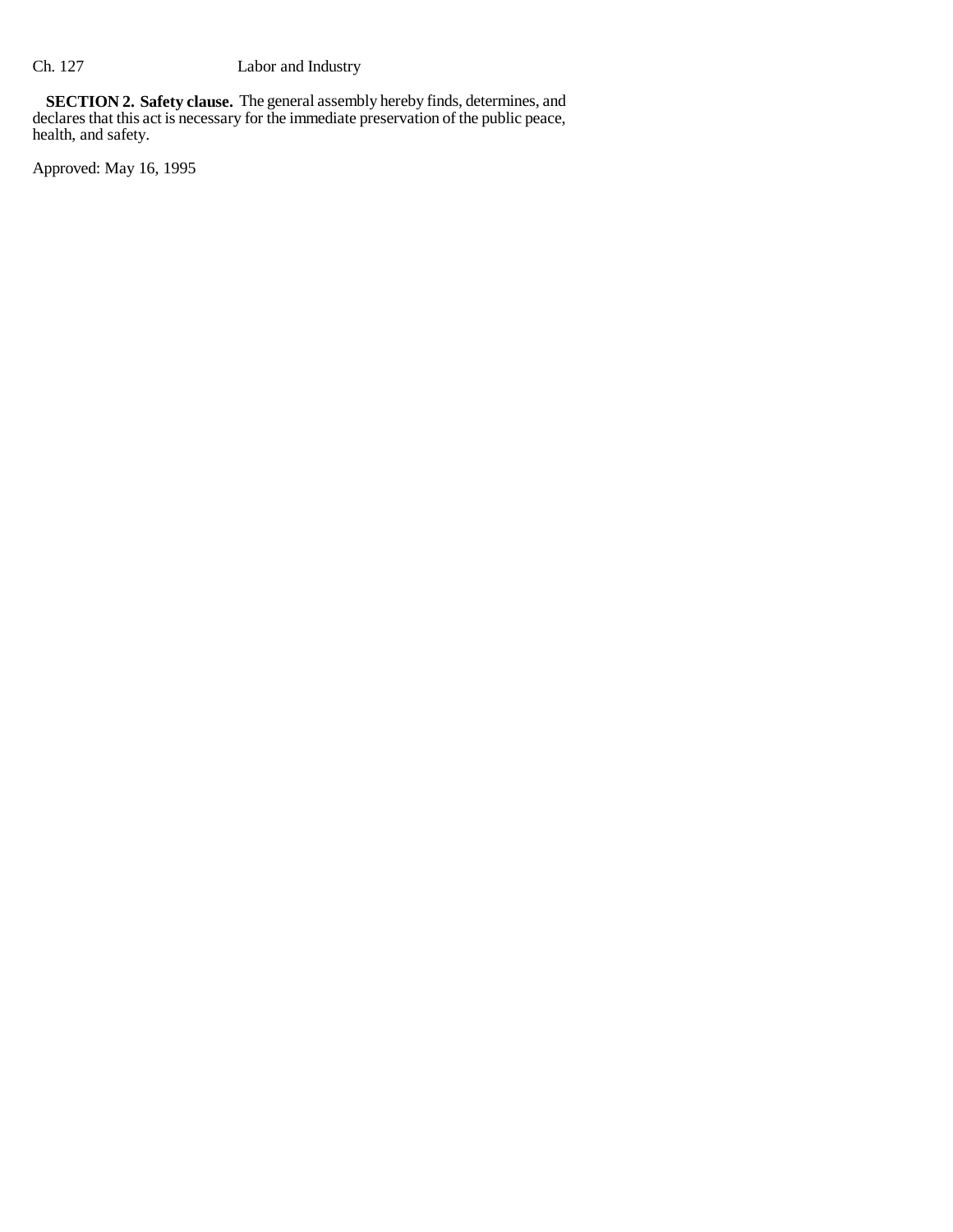**SECTION 2. Safety clause.** The general assembly hereby finds, determines, and declares that this act is necessary for the immediate preservation of the public peace, health, and safety.

Approved: May 16, 1995